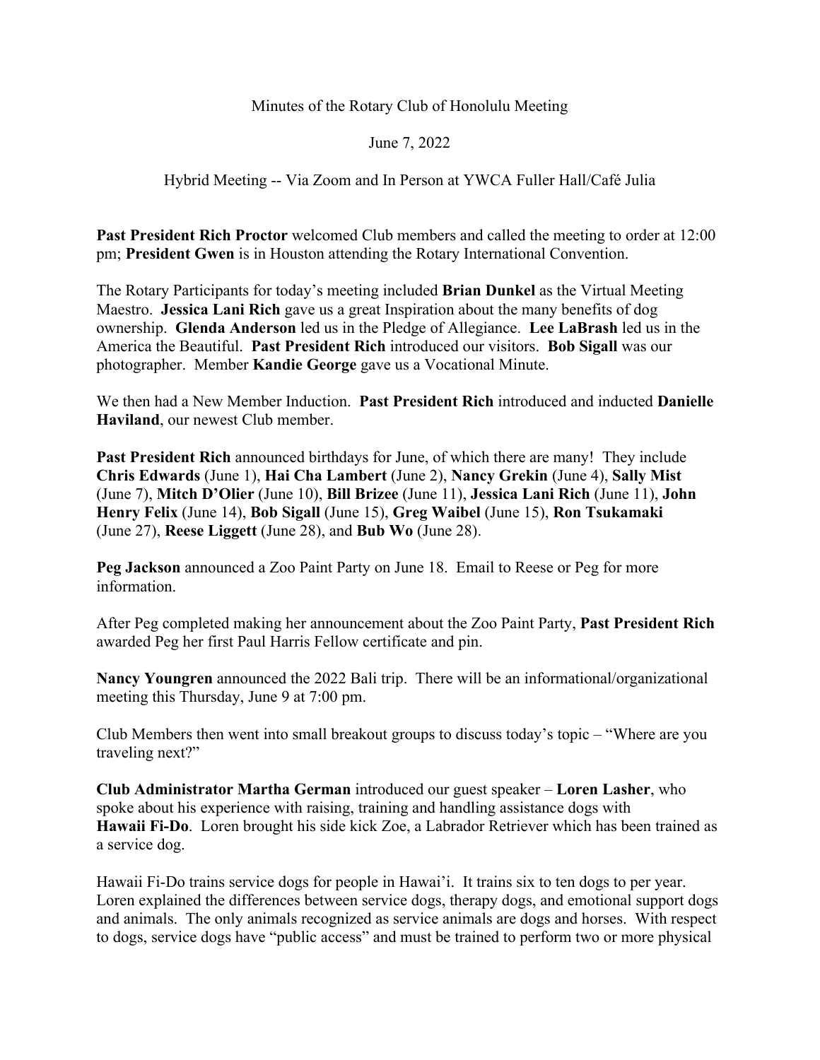Minutes of the Rotary Club of Honolulu Meeting

June 7, 2022

Hybrid Meeting -- Via Zoom and In Person at YWCA Fuller Hall/Café Julia

**Past President Rich Proctor** welcomed Club members and called the meeting to order at 12:00 pm; **President Gwen** is in Houston attending the Rotary International Convention.

The Rotary Participants for today's meeting included **Brian Dunkel** as the Virtual Meeting Maestro. **Jessica Lani Rich** gave us a great Inspiration about the many benefits of dog ownership. **Glenda Anderson** led us in the Pledge of Allegiance. **Lee LaBrash** led us in the America the Beautiful. **Past President Rich** introduced our visitors. **Bob Sigall** was our photographer. Member **Kandie George** gave us a Vocational Minute.

We then had a New Member Induction. **Past President Rich** introduced and inducted **Danielle Haviland**, our newest Club member.

**Past President Rich** announced birthdays for June, of which there are many! They include **Chris Edwards** (June 1), **Hai Cha Lambert** (June 2), **Nancy Grekin** (June 4), **Sally Mist** (June 7), **Mitch D'Olier** (June 10), **Bill Brizee** (June 11), **Jessica Lani Rich** (June 11), **John Henry Felix** (June 14), **Bob Sigall** (June 15), **Greg Waibel** (June 15), **Ron Tsukamaki** (June 27), **Reese Liggett** (June 28), and **Bub Wo** (June 28).

**Peg Jackson** announced a Zoo Paint Party on June 18. Email to Reese or Peg for more information.

After Peg completed making her announcement about the Zoo Paint Party, **Past President Rich** awarded Peg her first Paul Harris Fellow certificate and pin.

**Nancy Youngren** announced the 2022 Bali trip. There will be an informational/organizational meeting this Thursday, June 9 at 7:00 pm.

Club Members then went into small breakout groups to discuss today's topic – "Where are you traveling next?"

**Club Administrator Martha German** introduced our guest speaker – **Loren Lasher**, who spoke about his experience with raising, training and handling assistance dogs with **Hawaii Fi-Do**. Loren brought his side kick Zoe, a Labrador Retriever which has been trained as a service dog.

Hawaii Fi-Do trains service dogs for people in Hawai'i. It trains six to ten dogs to per year. Loren explained the differences between service dogs, therapy dogs, and emotional support dogs and animals. The only animals recognized as service animals are dogs and horses. With respect to dogs, service dogs have "public access" and must be trained to perform two or more physical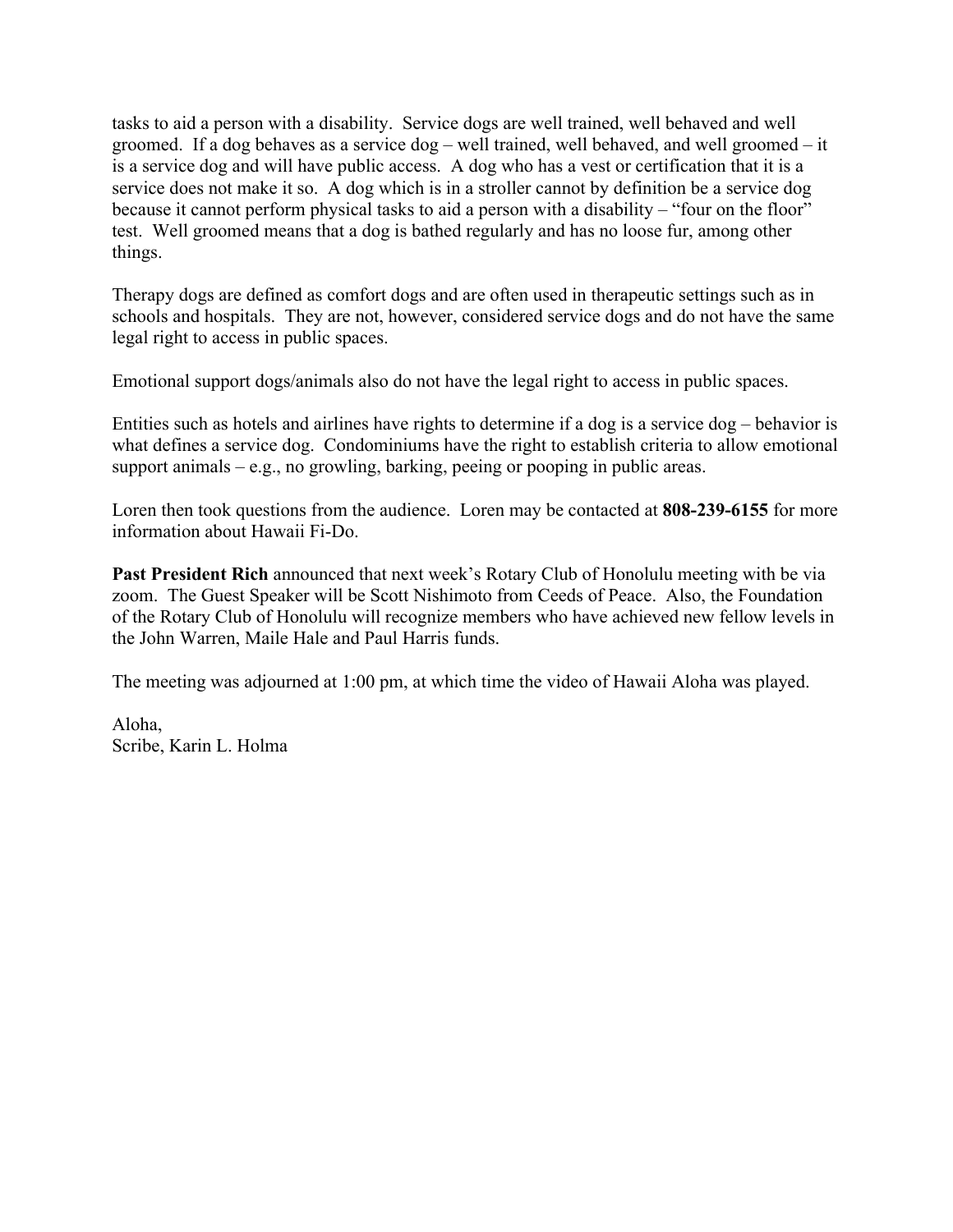tasks to aid a person with a disability. Service dogs are well trained, well behaved and well groomed. If a dog behaves as a service dog – well trained, well behaved, and well groomed – it is a service dog and will have public access. A dog who has a vest or certification that it is a service does not make it so. A dog which is in a stroller cannot by definition be a service dog because it cannot perform physical tasks to aid a person with a disability – "four on the floor" test. Well groomed means that a dog is bathed regularly and has no loose fur, among other things.

Therapy dogs are defined as comfort dogs and are often used in therapeutic settings such as in schools and hospitals. They are not, however, considered service dogs and do not have the same legal right to access in public spaces.

Emotional support dogs/animals also do not have the legal right to access in public spaces.

Entities such as hotels and airlines have rights to determine if a dog is a service dog – behavior is what defines a service dog. Condominiums have the right to establish criteria to allow emotional support animals – e.g., no growling, barking, peeing or pooping in public areas.

Loren then took questions from the audience. Loren may be contacted at **808-239-6155** for more information about Hawaii Fi-Do.

**Past President Rich** announced that next week's Rotary Club of Honolulu meeting with be via zoom. The Guest Speaker will be Scott Nishimoto from Ceeds of Peace. Also, the Foundation of the Rotary Club of Honolulu will recognize members who have achieved new fellow levels in the John Warren, Maile Hale and Paul Harris funds.

The meeting was adjourned at 1:00 pm, at which time the video of Hawaii Aloha was played.

Aloha,
Scribe, Karin L. Holma